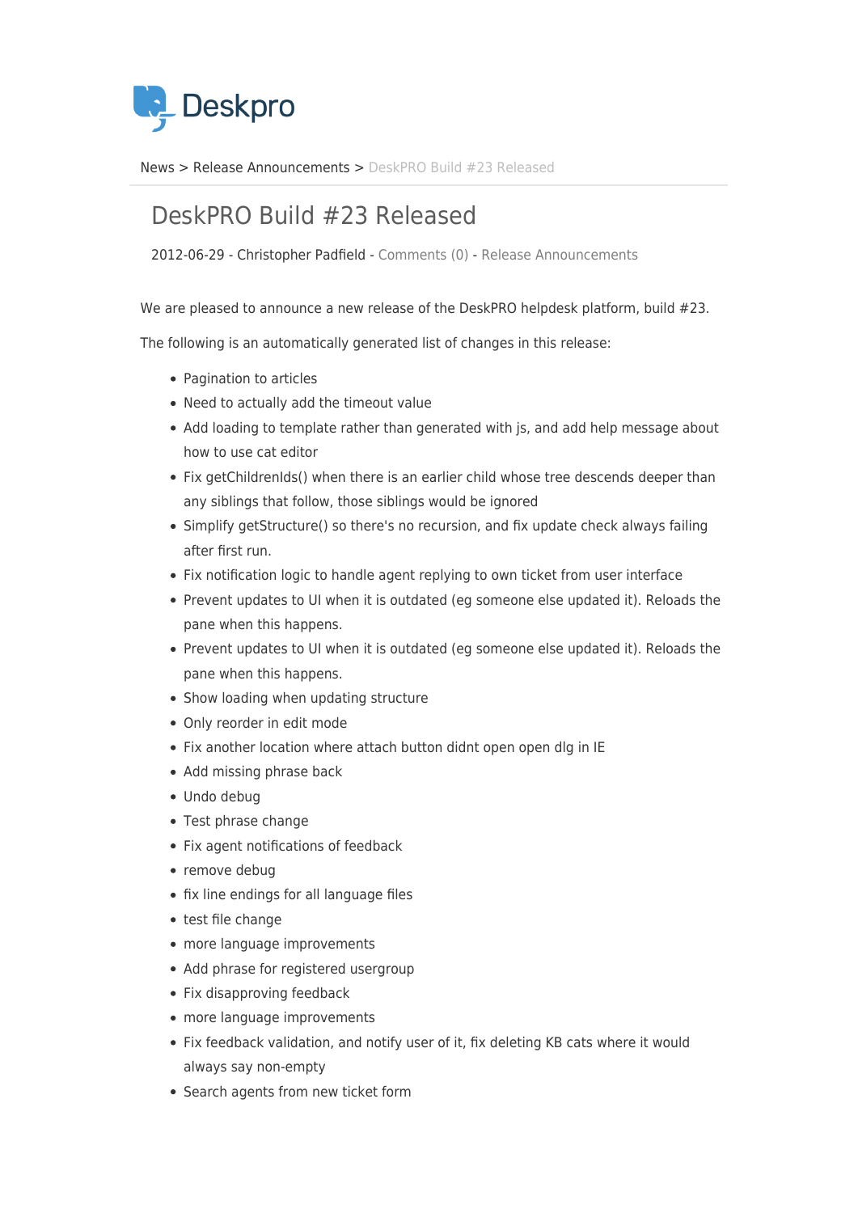Deskpro

News > Release Announcements > DeskPRO Build #23 Released

# DeskPRO Build #23 Released

2012-06-29 - Christopher Padfield - Comments (0) - Release Announcements

We are pleased to announce a new release of the DeskPRO helpdesk platform, build #23.

The following is an automatically generated list of changes in this release:

- Pagination to articles
- Need to actually add the timeout value
- Add loading to template rather than generated with js, and add help message about how to use cat editor
- Fix getChildrenIds() when there is an earlier child whose tree descends deeper than any siblings that follow, those siblings would be ignored
- Simplify getStructure() so there's no recursion, and fix update check always failing after first run.
- Fix notification logic to handle agent replying to own ticket from user interface
- Prevent updates to UI when it is outdated (eg someone else updated it). Reloads the pane when this happens.
- Prevent updates to UI when it is outdated (eg someone else updated it). Reloads the pane when this happens.
- Show loading when updating structure
- Only reorder in edit mode
- Fix another location where attach button didnt open open dlg in IE
- Add missing phrase back
- Undo debug
- Test phrase change
- Fix agent notifications of feedback
- remove debug
- fix line endings for all language files
- test file change
- more language improvements
- Add phrase for registered usergroup
- Fix disapproving feedback
- more language improvements
- Fix feedback validation, and notify user of it, fix deleting KB cats where it would always say non-empty
- Search agents from new ticket form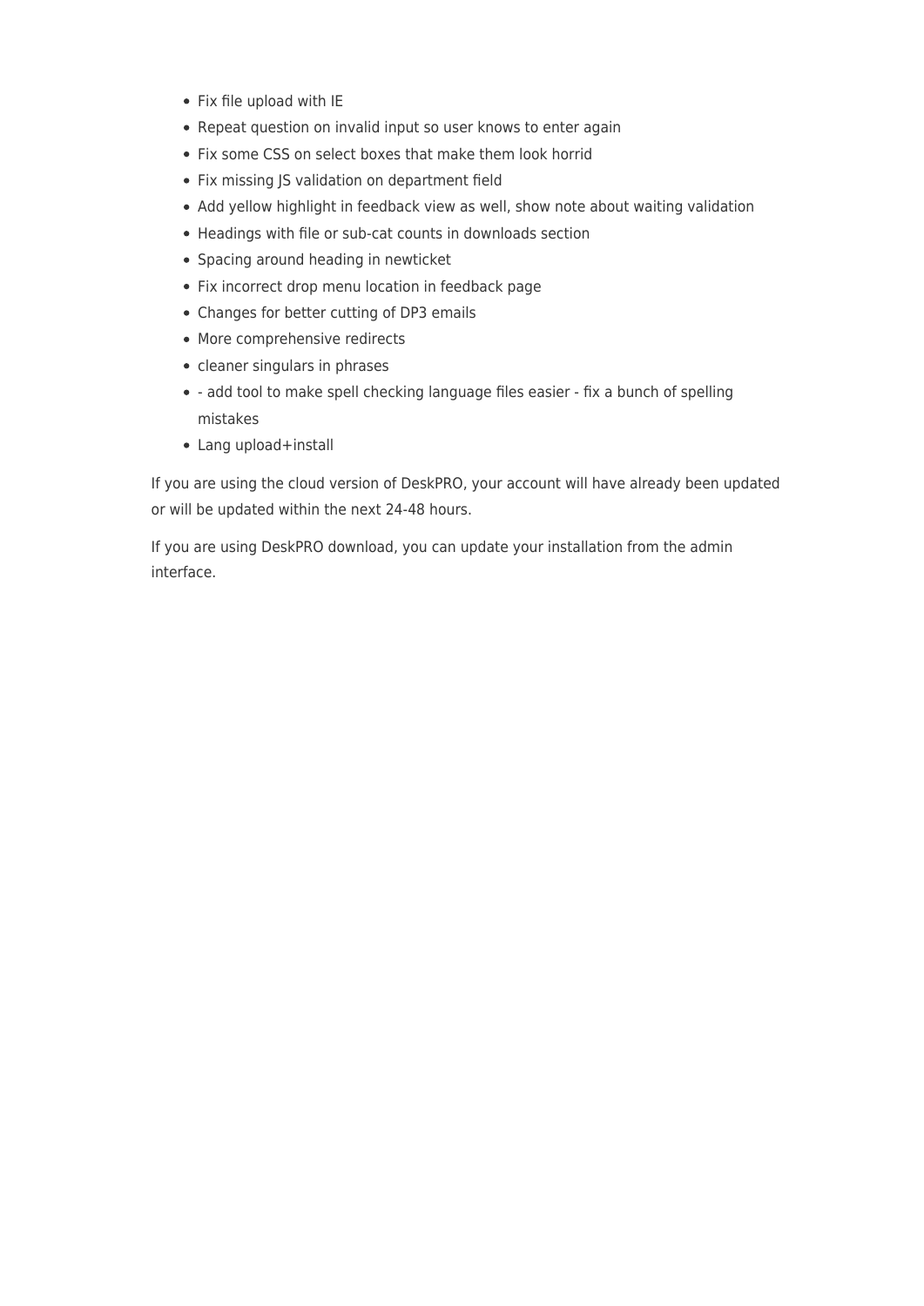- Fix file upload with IE
- Repeat question on invalid input so user knows to enter again
- Fix some CSS on select boxes that make them look horrid
- Fix missing JS validation on department field
- Add yellow highlight in feedback view as well, show note about waiting validation
- Headings with file or sub-cat counts in downloads section
- Spacing around heading in newticket
- Fix incorrect drop menu location in feedback page
- Changes for better cutting of DP3 emails
- More comprehensive redirects
- cleaner singulars in phrases
- - add tool to make spell checking language files easier - fix a bunch of spelling mistakes
- Lang upload+install

If you are using the cloud version of DeskPRO, your account will have already been updated or will be updated within the next 24-48 hours.

If you are using DeskPRO download, you can update your installation from the admin interface.